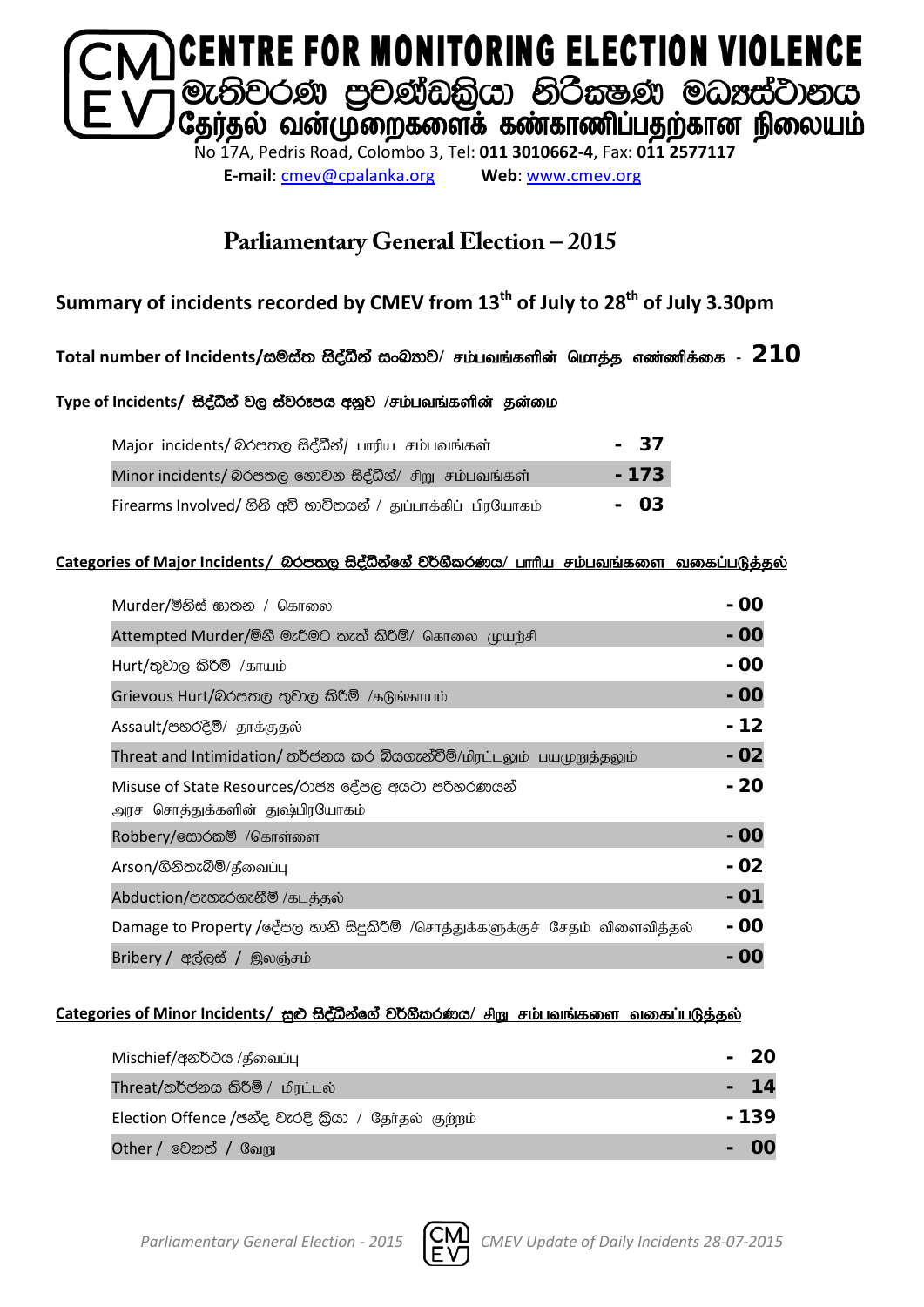# CENTRE FOR MONITORING ELECTION VIOLENCE

# මැතිවරණ ප්‍රචණ්ඩත්‍රියා නිරීක්ෂණ මධ්‍යස්ථානය

# தேர்தல் வன்முறைகளைக் கண்காணிப்பதற்கான நிலையம்

No 17A, Pedris Road, Colombo 3, Tel: **011 3010662-4**, Fax: **011 2577117**

**E-mail**: cmev@cpalanka.org **Web**: www.cmev.org

## Parliamentary General Election – 2015

### Summary of incidents recorded by CMEV from 13th of July to 28th of July 3.30pm

**Total number of Incidents/සමස්ත සිද්ධීන් සංඛ්‍යාව/ சம்பவங்களின் மொத்த எண்ணிக்கை - 210**

**Type of Incidents/ සිද්ධීන් වල ස්වරූපය අනුව /சம்பவங்களின் தன்மை**

| | |
|---|---|
| Major incidents/ බරපතල සිද්ධීන්/ பாரிய சம்பவங்கள் | - 37 |
| Minor incidents/ බරපතල නොවන සිද්ධීන්/ சிறு சம்பவங்கள் | - 173 |
| Firearms Involved/ ගිනි අවි භාවිතයන් / துப்பாக்கிப் பிரயோகம் | - 03 |

**Categories of Major Incidents/ බරපතල සිද්ධීන්ගේ වර්ගීකරණය/ பாரிய சம்பவங்களை வகைப்படுத்தல்**

| | |
|---|---|
| Murder/මිනිස් ඝාතන / கொலை | - 00 |
| Attempted Murder/මිනී මැරීමට තැත් කිරීම්/ கொலை முயற்சி | - 00 |
| Hurt/තුවාල කිරීම් /காயம் | - 00 |
| Grievous Hurt/බරපතල තුවාල කිරීම් /கடுங்காயம் | - 00 |
| Assault/පහරදීම්/ தாக்குதல் | - 12 |
| Threat and Intimidation/ තර්ජනය කර බියගැන්වීම්/மிரட்டலும் பயமுறுத்தலும் | - 02 |
| Misuse of State Resources/රාජ්‍ය දේපල අයථා පරිහරණයන් அரச சொத்துக்களின் துஷ்பிரயோகம் | - 20 |
| Robbery/සොරකම් /கொள்ளை | - 00 |
| Arson/ගිනිතැබීම්/தீவைப்பு | - 02 |
| Abduction/පැහැරගැනීම් /கடத்தல் | - 01 |
| Damage to Property /දේපල හානි සිදුකිරීම් /சொத்துக்களுக்குச் சேதம் விளைவித்தல் | - 00 |
| Bribery / අල්ලස් / இலஞ்சம் | - 00 |

**Categories of Minor Incidents/ සුළු සිද්ධීන්ගේ වර්ගීකරණය/ சிறு சம்பவங்களை வகைப்படுத்தல்**

| | |
|---|---|
| Mischief/අනර්ථය /தீவைப்பு | - 20 |
| Threat/තර්ජනය කිරීම් / மிரட்டல் | - 14 |
| Election Offence /ඡන්ද වැරදි ක්‍රියා / தேர்தல் குற்றம் | - 139 |
| Other / වෙනත් / வேறு | - 00 |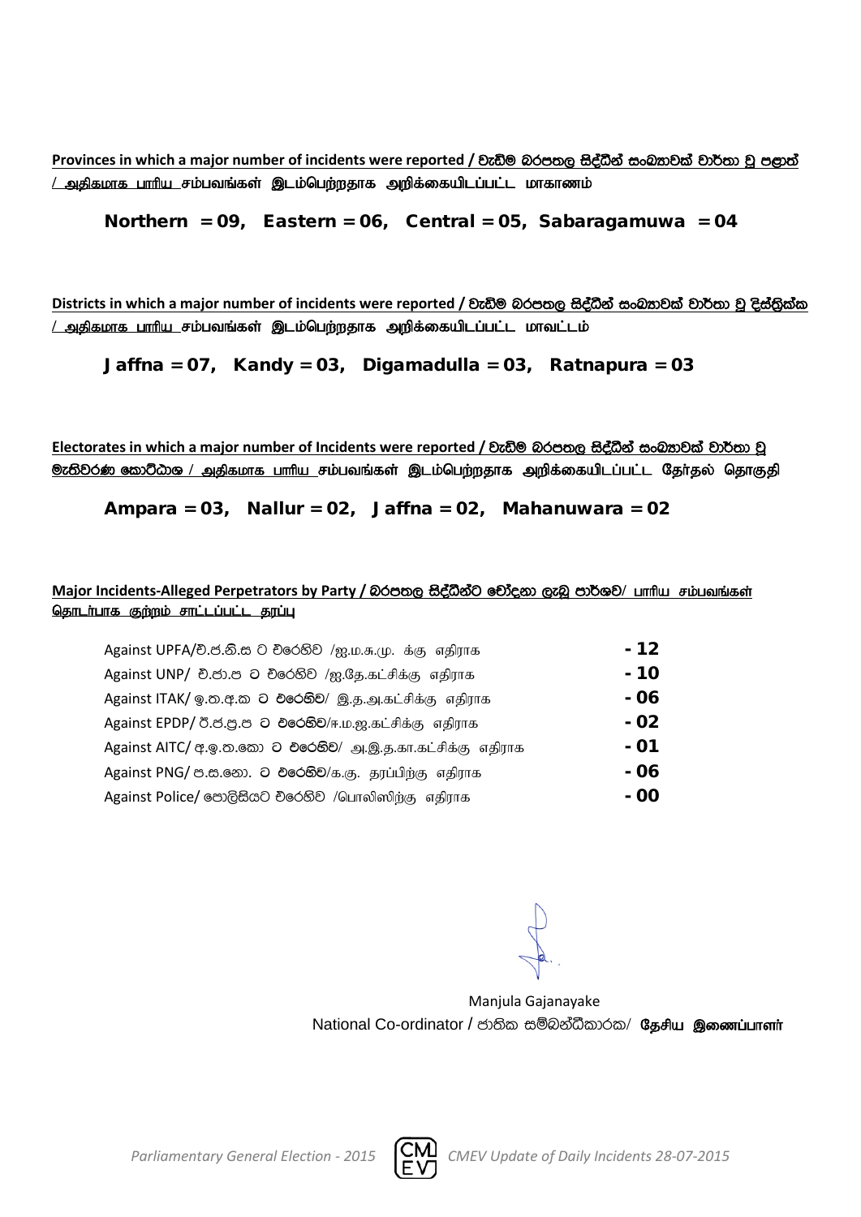**Provinces in which a major number of incidents were reported / වැඩිම බරපතල සිද්ධීන් සංඛ්‍යාවක් වාර්තා වූ පළාත් / அதிகமாக பாரிய சம்பவங்கள் இடம்பெற்றதாக அறிக்கையிடப்பட்ட மாகாணம்**

**Northern = 09, Eastern = 06, Central = 05, Sabaragamuwa = 04**

**Districts in which a major number of incidents were reported / වැඩිම බරපතල සිද්ධීන් සංඛ්‍යාවක් වාර්තා වූ දිස්ත්‍රික්ක / அதிகமாக பாரிய சம்பவங்கள் இடம்பெற்றதாக அறிக்கையிடப்பட்ட மாவட்டம்**

**Jaffna = 07, Kandy = 03, Digamadulla = 03, Ratnapura = 03**

**Electorates in which a major number of Incidents were reported / වැඩිම බරපතල සිද්ධීන් සංඛ්‍යාවක් වාර්තා වූ මැතිවරණ කොට්ඨාශ / அதிகமாக பாரிய சம்பவங்கள் இடம்பெற்றதாக அறிக்கையிடப்பட்ட தேர்தல் தொகுதி**

**Ampara = 03, Nallur = 02, Jaffna = 02, Mahanuwara = 02**

**Major Incidents-Alleged Perpetrators by Party / බරපතල සිද්ධීන්ට චෝදනා ලැබූ පාර්ශව/ பாரிய சம்பவங்கள் தொடர்பாக குற்றம் சாட்டப்பட்ட தரப்பு**

| | |
|---|---|
| Against UPFA/එ.ජ.නි.ස ට එරෙහිව /ஐ.ம.சு.மு. க்கு எதிராக | **- 12** |
| Against UNP/ එ.ජා.ප ට එරෙහිව /ஐ.தே.கட்சிக்கு எதிராக | **- 10** |
| Against ITAK/ ඉ.ත.අ.ක ට එරෙහිව/ இ.த.அ.கட்சிக்கு எதிராக | **- 06** |
| Against EPDP/ ඊ.ජ.ප්‍ර.ප ට එරෙහිව/ஈ.ம.ஜ.கட்சிக்கு எதிராக | **- 02** |
| Against AITC/ අ.ඉ.ත.කො ට එරෙහිව/ அ.இ.த.கா.கட்சிக்கு எதிராக | **- 01** |
| Against PNG/ ප.ස.නො. ට එරෙහිව/க.கு. தரப்பிற்கு எதிராக | **- 06** |
| Against Police/ පොලිසියට එරෙහිව /பொலிஸிற்கு எதிராக | **- 00** |

Manjula Gajanayake
National Co-ordinator / ජාතික සම්බන්ධීකාරක/ **தேசிய இணைப்பாளர்**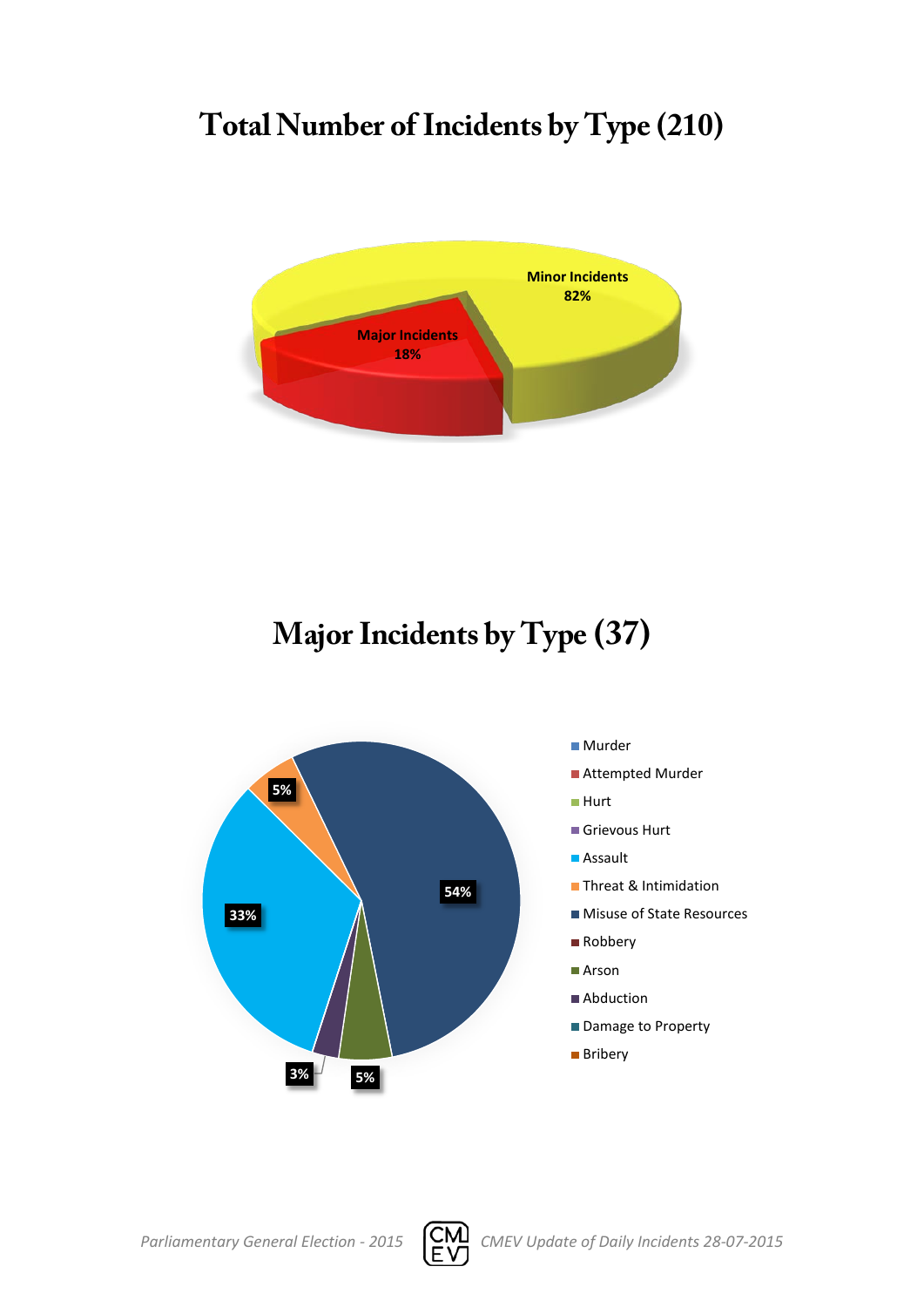# Total Number of Incidents by Type (210)

Minor Incidents 82%

Major Incidents 18%

# Major Incidents by Type (37)

54%

33%

5%

3%

5%

- Murder
- Attempted Murder
- Hurt
- Grievous Hurt
- Assault
- Threat & Intimidation
- Misuse of State Resources
- Robbery
- Arson
- Abduction
- Damage to Property
- Bribery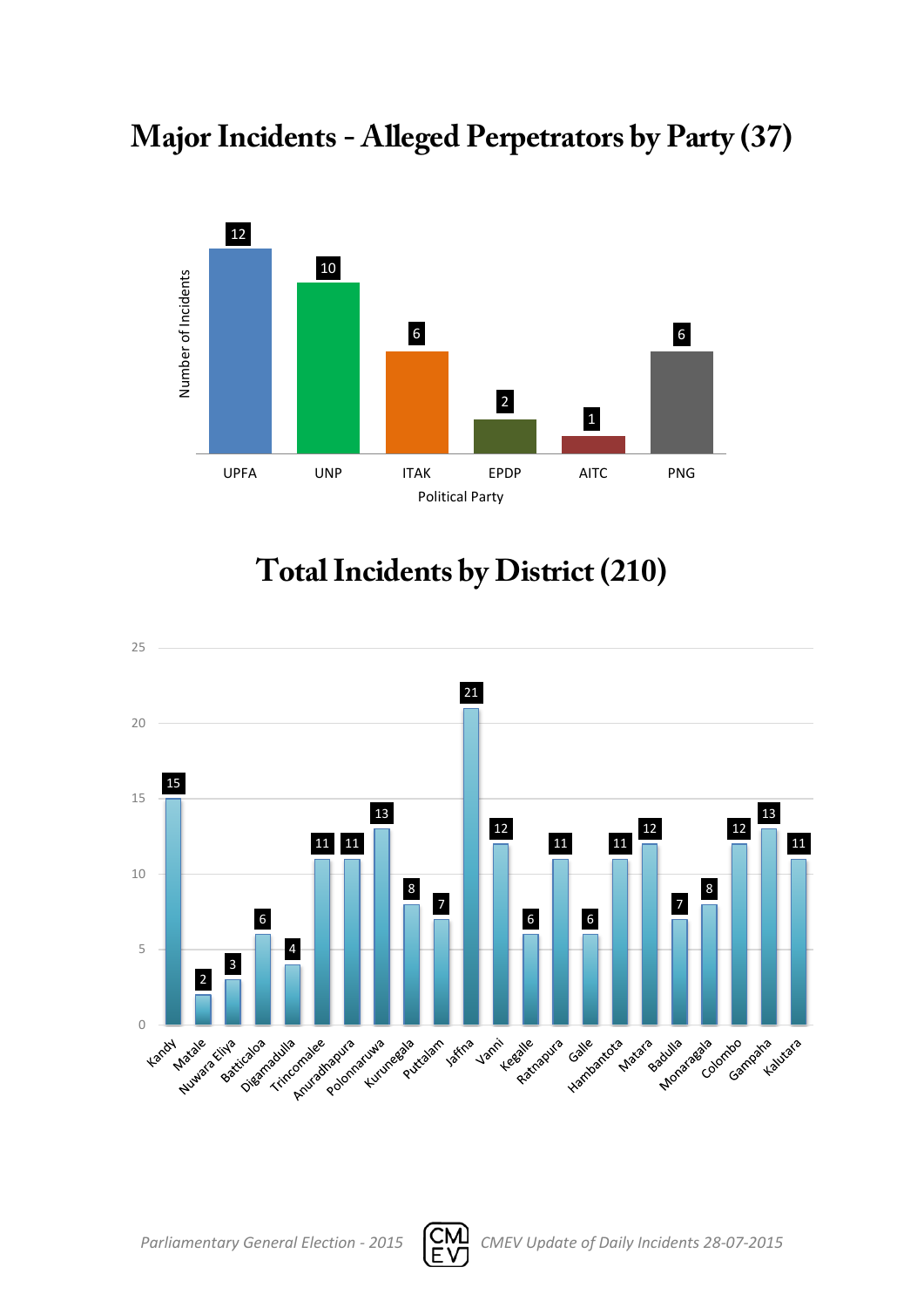# Major Incidents - Alleged Perpetrators by Party (37)

Number of Incidents

12
10
6
2
1
6

UPFA
UNP
ITAK
EPDP
AITC
PNG

Political Party

# Total Incidents by District (210)

25
20
15
10
5
0

15
2
3
6
4
11
11
13
8
7
21
12
6
11
6
11
12
7
8
12
13
11

Kandy
Matale
Nuwara Eliya
Batticaloa
Digamadulla
Trincomalee
Anuradhapura
Polonnaruwa
Kurunegala
Puttalam
Jaffna
Vanni
Kegalle
Ratnapura
Galle
Hambantota
Matara
Badulla
Monaragala
Colombo
Gampaha
Kalutara

*Parliamentary General Election - 2015* CMEV *CMEV Update of Daily Incidents 28-07-2015*